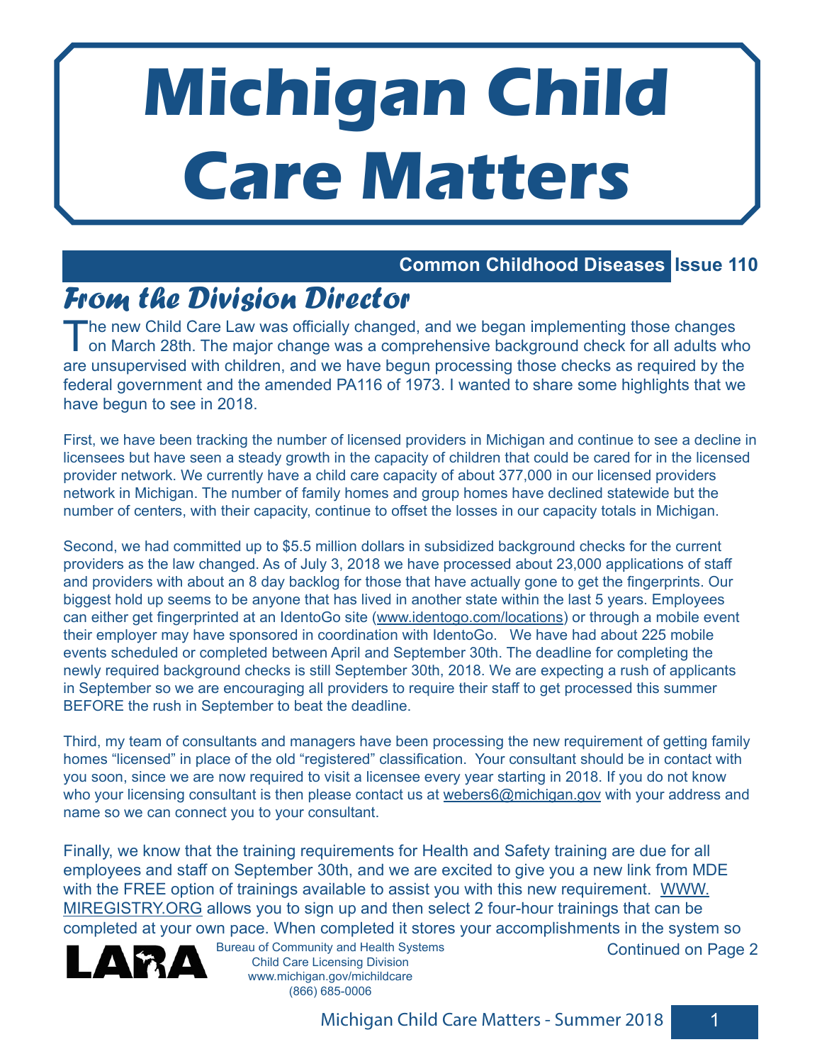# Michigan Child Care Matters

**Common Childhood Diseases** **Issue 110**

## From the Division Director

The new Child Care Law was officially changed, and we began implementing those changes on March 28th. The major change was a comprehensive background check for all adults who are unsupervised with children, and we have begun processing those checks as required by the federal government and the amended PA116 of 1973. I wanted to share some highlights that we have begun to see in 2018.

First, we have been tracking the number of licensed providers in Michigan and continue to see a decline in licensees but have seen a steady growth in the capacity of children that could be cared for in the licensed provider network. We currently have a child care capacity of about 377,000 in our licensed providers network in Michigan. The number of family homes and group homes have declined statewide but the number of centers, with their capacity, continue to offset the losses in our capacity totals in Michigan.

Second, we had committed up to $5.5 million dollars in subsidized background checks for the current providers as the law changed. As of July 3, 2018 we have processed about 23,000 applications of staff and providers with about an 8 day backlog for those that have actually gone to get the fingerprints. Our biggest hold up seems to be anyone that has lived in another state within the last 5 years. Employees can either get fingerprinted at an IdentoGo site (www.identogo.com/locations) or through a mobile event their employer may have sponsored in coordination with IdentoGo. We have had about 225 mobile events scheduled or completed between April and September 30th. The deadline for completing the newly required background checks is still September 30th, 2018. We are expecting a rush of applicants in September so we are encouraging all providers to require their staff to get processed this summer BEFORE the rush in September to beat the deadline.

Third, my team of consultants and managers have been processing the new requirement of getting family homes "licensed" in place of the old "registered" classification. Your consultant should be in contact with you soon, since we are now required to visit a licensee every year starting in 2018. If you do not know who your licensing consultant is then please contact us at webers6@michigan.gov with your address and name so we can connect you to your consultant.

Finally, we know that the training requirements for Health and Safety training are due for all employees and staff on September 30th, and we are excited to give you a new link from MDE with the FREE option of trainings available to assist you with this new requirement. WWW.MIREGISTRY.ORG allows you to sign up and then select 2 four-hour trainings that can be completed at your own pace. When completed it stores your accomplishments in the system so

Continued on Page 2

LARA

Bureau of Community and Health Systems
Child Care Licensing Division
www.michigan.gov/michildcare
(866) 685-0006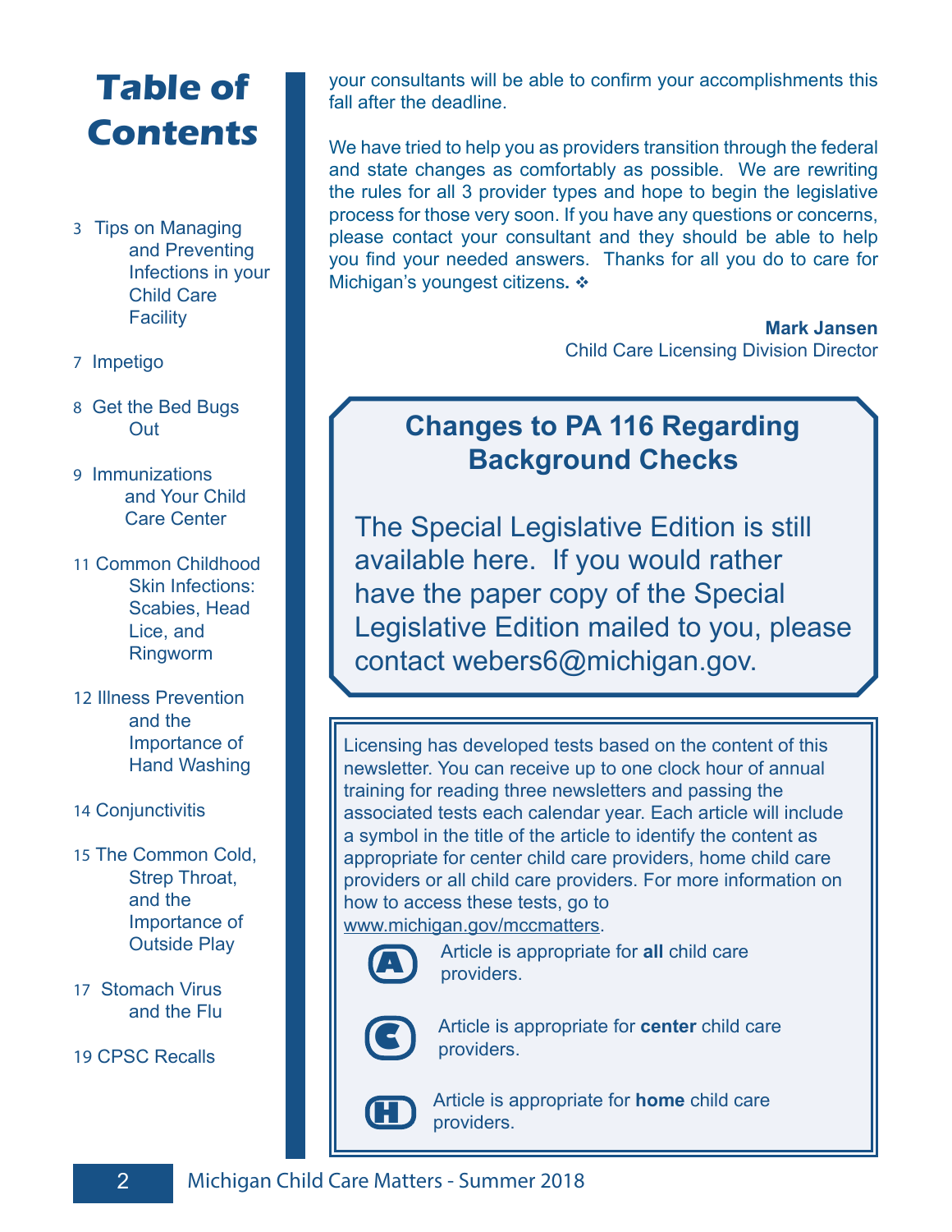# Table of Contents

3 Tips on Managing and Preventing Infections in your Child Care Facility

7 Impetigo

8 Get the Bed Bugs Out

9 Immunizations and Your Child Care Center

11 Common Childhood Skin Infections: Scabies, Head Lice, and Ringworm

12 Illness Prevention and the Importance of Hand Washing

14 Conjunctivitis

15 The Common Cold, Strep Throat, and the Importance of Outside Play

17 Stomach Virus and the Flu

19 CPSC Recalls

your consultants will be able to confirm your accomplishments this fall after the deadline.

We have tried to help you as providers transition through the federal and state changes as comfortably as possible. We are rewriting the rules for all 3 provider types and hope to begin the legislative process for those very soon. If you have any questions or concerns, please contact your consultant and they should be able to help you find your needed answers. Thanks for all you do to care for Michigan's youngest citizens. ❖

**Mark Jansen**
Child Care Licensing Division Director

## Changes to PA 116 Regarding Background Checks

The Special Legislative Edition is still available here. If you would rather have the paper copy of the Special Legislative Edition mailed to you, please contact webers6@michigan.gov.

Licensing has developed tests based on the content of this newsletter. You can receive up to one clock hour of annual training for reading three newsletters and passing the associated tests each calendar year. Each article will include a symbol in the title of the article to identify the content as appropriate for center child care providers, home child care providers or all child care providers. For more information on how to access these tests, go to www.michigan.gov/mccmatters.

(A) Article is appropriate for **all** child care providers.

(C) Article is appropriate for **center** child care providers.

(H) Article is appropriate for **home** child care providers.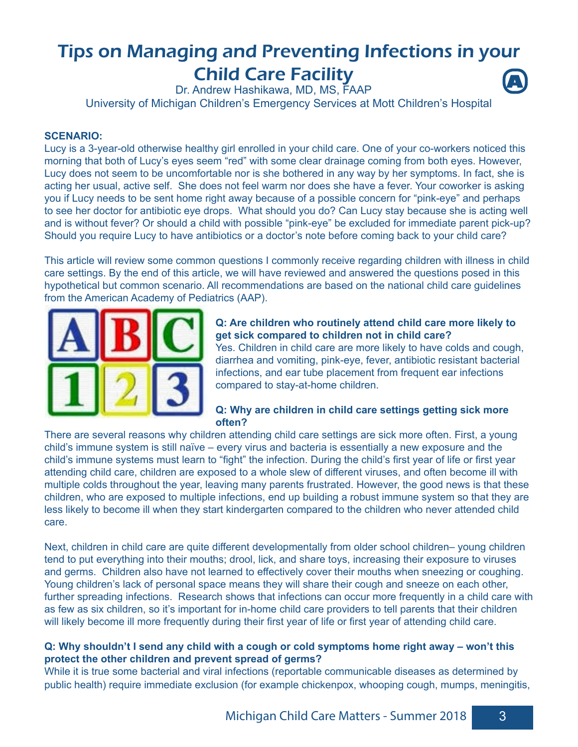# Tips on Managing and Preventing Infections in your Child Care Facility

Dr. Andrew Hashikawa, MD, MS, FAAP

University of Michigan Children's Emergency Services at Mott Children's Hospital

**SCENARIO:**

Lucy is a 3-year-old otherwise healthy girl enrolled in your child care. One of your co-workers noticed this morning that both of Lucy's eyes seem "red" with some clear drainage coming from both eyes. However, Lucy does not seem to be uncomfortable nor is she bothered in any way by her symptoms. In fact, she is acting her usual, active self. She does not feel warm nor does she have a fever. Your coworker is asking you if Lucy needs to be sent home right away because of a possible concern for "pink-eye" and perhaps to see her doctor for antibiotic eye drops. What should you do? Can Lucy stay because she is acting well and is without fever? Or should a child with possible "pink-eye" be excluded for immediate parent pick-up? Should you require Lucy to have antibiotics or a doctor's note before coming back to your child care?

This article will review some common questions I commonly receive regarding children with illness in child care settings. By the end of this article, we will have reviewed and answered the questions posed in this hypothetical but common scenario. All recommendations are based on the national child care guidelines from the American Academy of Pediatrics (AAP).

**Q: Are children who routinely attend child care more likely to get sick compared to children not in child care?**

Yes. Children in child care are more likely to have colds and cough, diarrhea and vomiting, pink-eye, fever, antibiotic resistant bacterial infections, and ear tube placement from frequent ear infections compared to stay-at-home children.

**Q: Why are children in child care settings getting sick more often?**

There are several reasons why children attending child care settings are sick more often. First, a young child's immune system is still naïve – every virus and bacteria is essentially a new exposure and the child's immune systems must learn to "fight" the infection. During the child's first year of life or first year attending child care, children are exposed to a whole slew of different viruses, and often become ill with multiple colds throughout the year, leaving many parents frustrated. However, the good news is that these children, who are exposed to multiple infections, end up building a robust immune system so that they are less likely to become ill when they start kindergarten compared to the children who never attended child care.

Next, children in child care are quite different developmentally from older school children– young children tend to put everything into their mouths; drool, lick, and share toys, increasing their exposure to viruses and germs. Children also have not learned to effectively cover their mouths when sneezing or coughing. Young children's lack of personal space means they will share their cough and sneeze on each other, further spreading infections. Research shows that infections can occur more frequently in a child care with as few as six children, so it's important for in-home child care providers to tell parents that their children will likely become ill more frequently during their first year of life or first year of attending child care.

**Q: Why shouldn't I send any child with a cough or cold symptoms home right away – won't this protect the other children and prevent spread of germs?**

While it is true some bacterial and viral infections (reportable communicable diseases as determined by public health) require immediate exclusion (for example chickenpox, whooping cough, mumps, meningitis,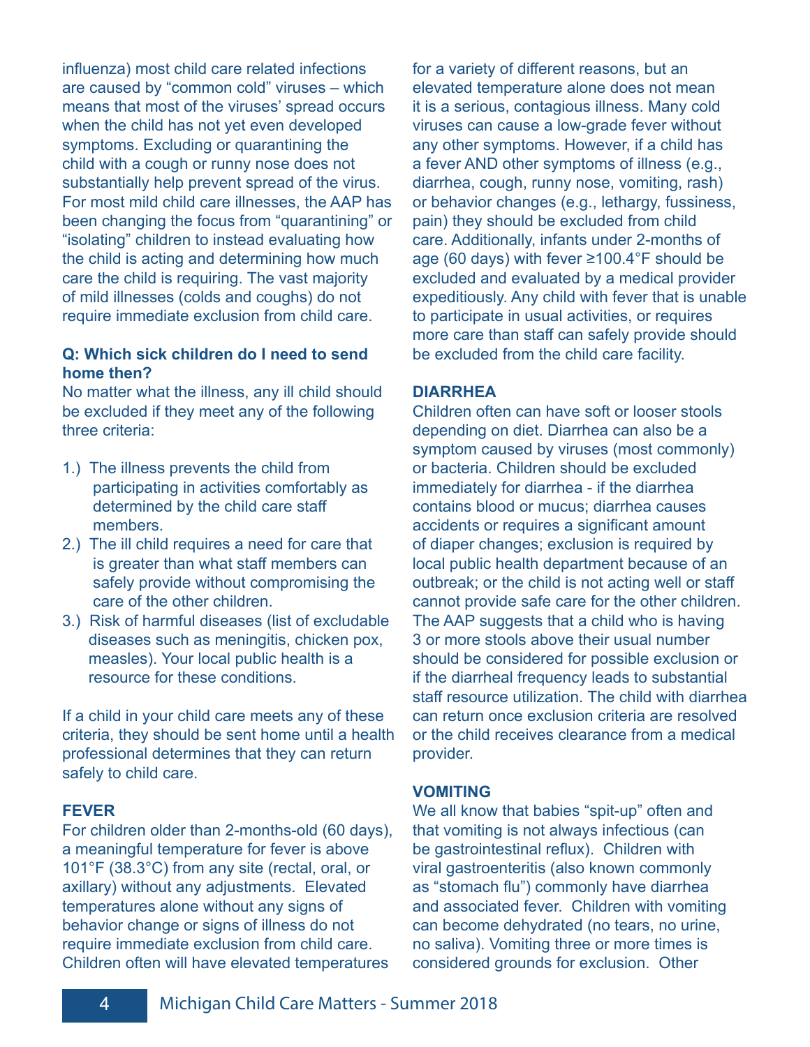influenza) most child care related infections are caused by "common cold" viruses – which means that most of the viruses' spread occurs when the child has not yet even developed symptoms. Excluding or quarantining the child with a cough or runny nose does not substantially help prevent spread of the virus. For most mild child care illnesses, the AAP has been changing the focus from "quarantining" or "isolating" children to instead evaluating how the child is acting and determining how much care the child is requiring. The vast majority of mild illnesses (colds and coughs) do not require immediate exclusion from child care.

**Q: Which sick children do I need to send home then?**

No matter what the illness, any ill child should be excluded if they meet any of the following three criteria:

1.) The illness prevents the child from participating in activities comfortably as determined by the child care staff members.
2.) The ill child requires a need for care that is greater than what staff members can safely provide without compromising the care of the other children.
3.) Risk of harmful diseases (list of excludable diseases such as meningitis, chicken pox, measles). Your local public health is a resource for these conditions.

If a child in your child care meets any of these criteria, they should be sent home until a health professional determines that they can return safely to child care.

### FEVER

For children older than 2-months-old (60 days), a meaningful temperature for fever is above 101°F (38.3°C) from any site (rectal, oral, or axillary) without any adjustments. Elevated temperatures alone without any signs of behavior change or signs of illness do not require immediate exclusion from child care. Children often will have elevated temperatures for a variety of different reasons, but an elevated temperature alone does not mean it is a serious, contagious illness. Many cold viruses can cause a low-grade fever without any other symptoms. However, if a child has a fever AND other symptoms of illness (e.g., diarrhea, cough, runny nose, vomiting, rash) or behavior changes (e.g., lethargy, fussiness, pain) they should be excluded from child care. Additionally, infants under 2-months of age (60 days) with fever ≥100.4°F should be excluded and evaluated by a medical provider expeditiously. Any child with fever that is unable to participate in usual activities, or requires more care than staff can safely provide should be excluded from the child care facility.

### DIARRHEA

Children often can have soft or looser stools depending on diet. Diarrhea can also be a symptom caused by viruses (most commonly) or bacteria. Children should be excluded immediately for diarrhea - if the diarrhea contains blood or mucus; diarrhea causes accidents or requires a significant amount of diaper changes; exclusion is required by local public health department because of an outbreak; or the child is not acting well or staff cannot provide safe care for the other children. The AAP suggests that a child who is having 3 or more stools above their usual number should be considered for possible exclusion or if the diarrheal frequency leads to substantial staff resource utilization. The child with diarrhea can return once exclusion criteria are resolved or the child receives clearance from a medical provider.

### VOMITING

We all know that babies "spit-up" often and that vomiting is not always infectious (can be gastrointestinal reflux). Children with viral gastroenteritis (also known commonly as "stomach flu") commonly have diarrhea and associated fever. Children with vomiting can become dehydrated (no tears, no urine, no saliva). Vomiting three or more times is considered grounds for exclusion. Other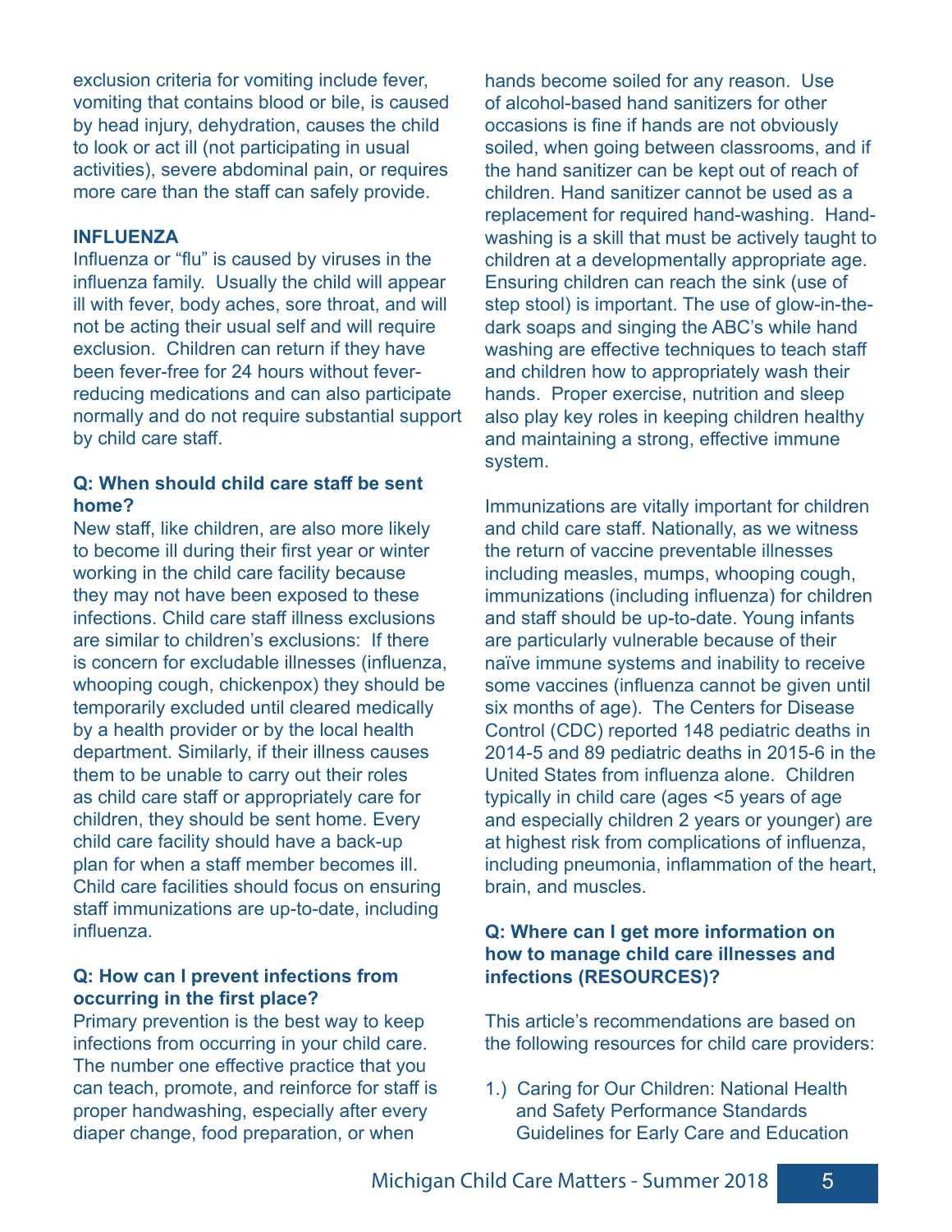exclusion criteria for vomiting include fever, vomiting that contains blood or bile, is caused by head injury, dehydration, causes the child to look or act ill (not participating in usual activities), severe abdominal pain, or requires more care than the staff can safely provide.

**INFLUENZA**

Influenza or "flu" is caused by viruses in the influenza family. Usually the child will appear ill with fever, body aches, sore throat, and will not be acting their usual self and will require exclusion. Children can return if they have been fever-free for 24 hours without fever-reducing medications and can also participate normally and do not require substantial support by child care staff.

**Q: When should child care staff be sent home?**

New staff, like children, are also more likely to become ill during their first year or winter working in the child care facility because they may not have been exposed to these infections. Child care staff illness exclusions are similar to children's exclusions: If there is concern for excludable illnesses (influenza, whooping cough, chickenpox) they should be temporarily excluded until cleared medically by a health provider or by the local health department. Similarly, if their illness causes them to be unable to carry out their roles as child care staff or appropriately care for children, they should be sent home. Every child care facility should have a back-up plan for when a staff member becomes ill. Child care facilities should focus on ensuring staff immunizations are up-to-date, including influenza.

**Q: How can I prevent infections from occurring in the first place?**

Primary prevention is the best way to keep infections from occurring in your child care. The number one effective practice that you can teach, promote, and reinforce for staff is proper handwashing, especially after every diaper change, food preparation, or when hands become soiled for any reason. Use of alcohol-based hand sanitizers for other occasions is fine if hands are not obviously soiled, when going between classrooms, and if the hand sanitizer can be kept out of reach of children. Hand sanitizer cannot be used as a replacement for required hand-washing. Hand-washing is a skill that must be actively taught to children at a developmentally appropriate age. Ensuring children can reach the sink (use of step stool) is important. The use of glow-in-the-dark soaps and singing the ABC's while hand washing are effective techniques to teach staff and children how to appropriately wash their hands. Proper exercise, nutrition and sleep also play key roles in keeping children healthy and maintaining a strong, effective immune system.

Immunizations are vitally important for children and child care staff. Nationally, as we witness the return of vaccine preventable illnesses including measles, mumps, whooping cough, immunizations (including influenza) for children and staff should be up-to-date. Young infants are particularly vulnerable because of their naïve immune systems and inability to receive some vaccines (influenza cannot be given until six months of age). The Centers for Disease Control (CDC) reported 148 pediatric deaths in 2014-5 and 89 pediatric deaths in 2015-6 in the United States from influenza alone. Children typically in child care (ages <5 years of age and especially children 2 years or younger) are at highest risk from complications of influenza, including pneumonia, inflammation of the heart, brain, and muscles.

**Q: Where can I get more information on how to manage child care illnesses and infections (RESOURCES)?**

This article's recommendations are based on the following resources for child care providers:

1.) Caring for Our Children: National Health and Safety Performance Standards Guidelines for Early Care and Education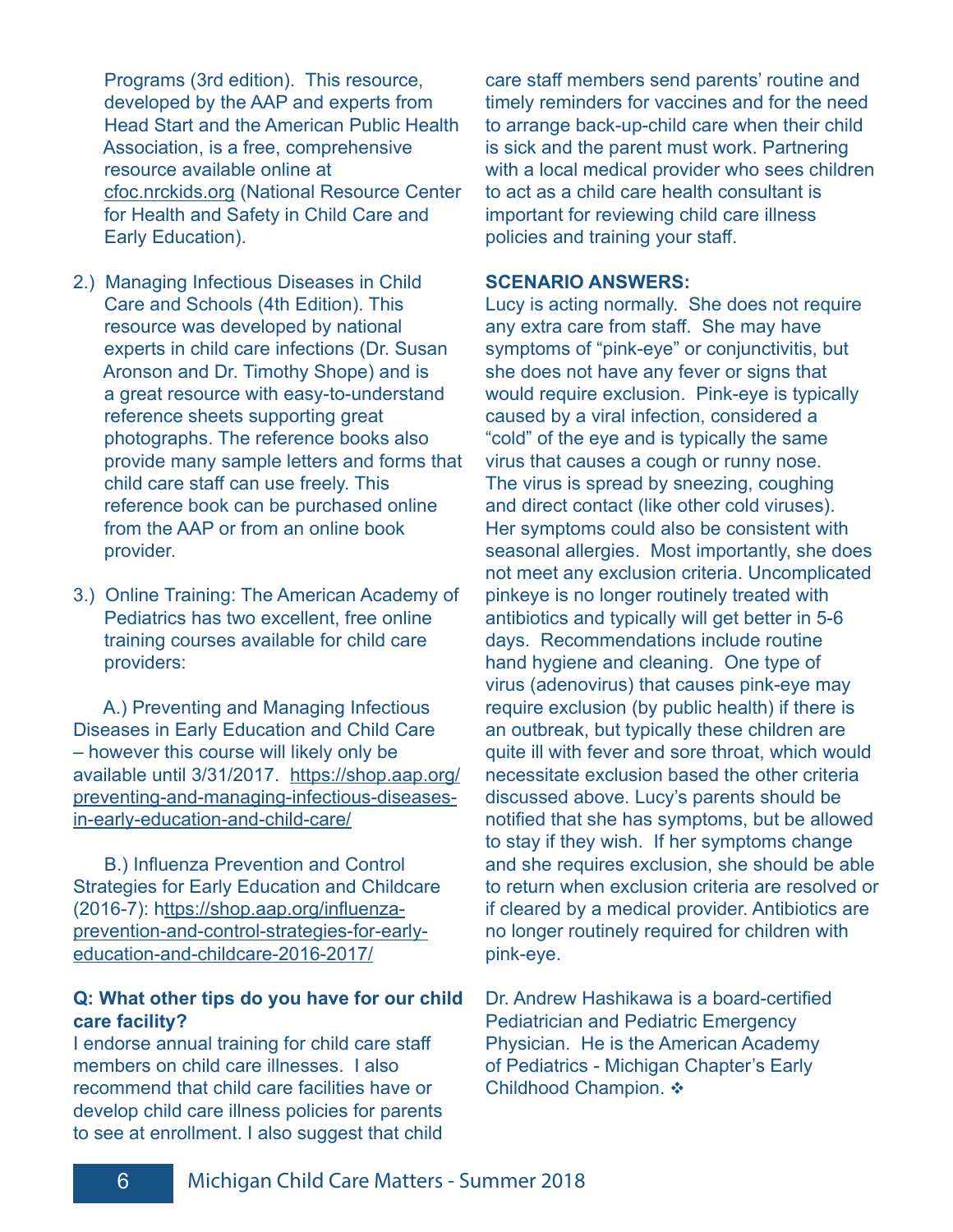Programs (3rd edition). This resource, developed by the AAP and experts from Head Start and the American Public Health Association, is a free, comprehensive resource available online at cfoc.nrckids.org (National Resource Center for Health and Safety in Child Care and Early Education).

2.) Managing Infectious Diseases in Child Care and Schools (4th Edition). This resource was developed by national experts in child care infections (Dr. Susan Aronson and Dr. Timothy Shope) and is a great resource with easy-to-understand reference sheets supporting great photographs. The reference books also provide many sample letters and forms that child care staff can use freely. This reference book can be purchased online from the AAP or from an online book provider.

3.) Online Training: The American Academy of Pediatrics has two excellent, free online training courses available for child care providers:

A.) Preventing and Managing Infectious Diseases in Early Education and Child Care – however this course will likely only be available until 3/31/2017. https://shop.aap.org/preventing-and-managing-infectious-diseases-in-early-education-and-child-care/

B.) Influenza Prevention and Control Strategies for Early Education and Childcare (2016-7): https://shop.aap.org/influenza-prevention-and-control-strategies-for-early-education-and-childcare-2016-2017/

**Q: What other tips do you have for our child care facility?**

I endorse annual training for child care staff members on child care illnesses. I also recommend that child care facilities have or develop child care illness policies for parents to see at enrollment. I also suggest that child care staff members send parents' routine and timely reminders for vaccines and for the need to arrange back-up-child care when their child is sick and the parent must work. Partnering with a local medical provider who sees children to act as a child care health consultant is important for reviewing child care illness policies and training your staff.

**SCENARIO ANSWERS:**

Lucy is acting normally. She does not require any extra care from staff. She may have symptoms of "pink-eye" or conjunctivitis, but she does not have any fever or signs that would require exclusion. Pink-eye is typically caused by a viral infection, considered a "cold" of the eye and is typically the same virus that causes a cough or runny nose. The virus is spread by sneezing, coughing and direct contact (like other cold viruses). Her symptoms could also be consistent with seasonal allergies. Most importantly, she does not meet any exclusion criteria. Uncomplicated pinkeye is no longer routinely treated with antibiotics and typically will get better in 5-6 days. Recommendations include routine hand hygiene and cleaning. One type of virus (adenovirus) that causes pink-eye may require exclusion (by public health) if there is an outbreak, but typically these children are quite ill with fever and sore throat, which would necessitate exclusion based the other criteria discussed above. Lucy's parents should be notified that she has symptoms, but be allowed to stay if they wish. If her symptoms change and she requires exclusion, she should be able to return when exclusion criteria are resolved or if cleared by a medical provider. Antibiotics are no longer routinely required for children with pink-eye.

Dr. Andrew Hashikawa is a board-certified Pediatrician and Pediatric Emergency Physician. He is the American Academy of Pediatrics - Michigan Chapter's Early Childhood Champion. ❖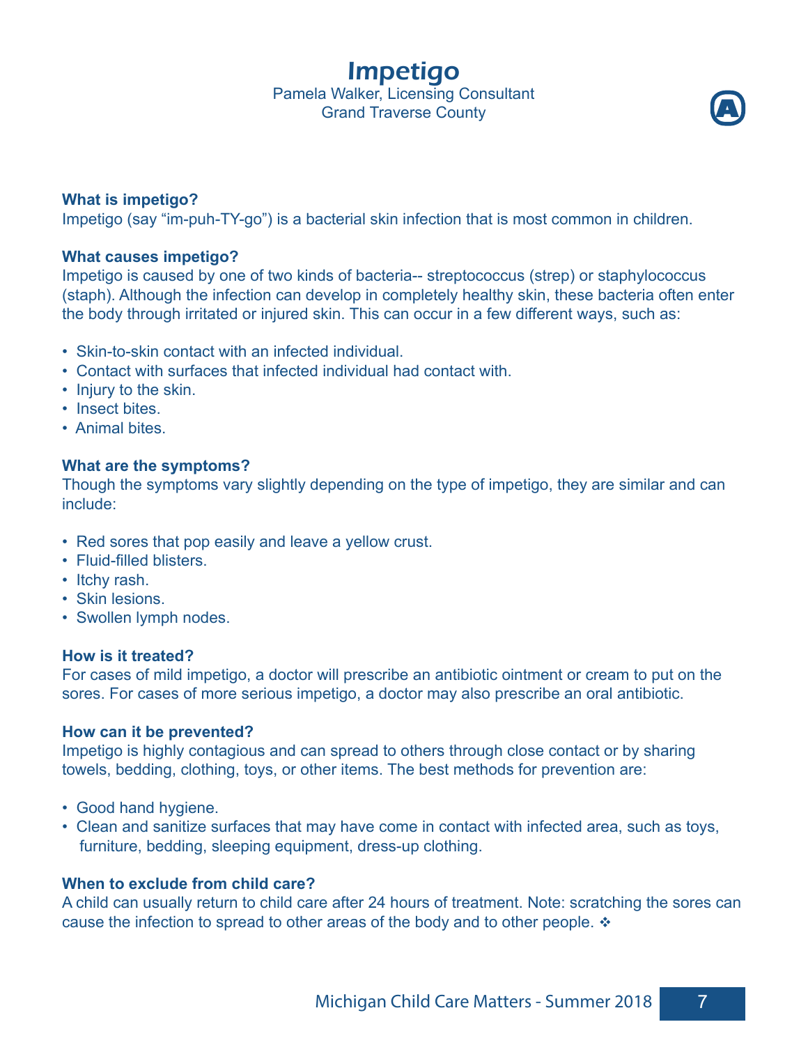# Impetigo

Pamela Walker, Licensing Consultant
Grand Traverse County

### What is impetigo?

Impetigo (say "im-puh-TY-go") is a bacterial skin infection that is most common in children.

### What causes impetigo?

Impetigo is caused by one of two kinds of bacteria-- streptococcus (strep) or staphylococcus (staph). Although the infection can develop in completely healthy skin, these bacteria often enter the body through irritated or injured skin. This can occur in a few different ways, such as:

- Skin-to-skin contact with an infected individual.
- Contact with surfaces that infected individual had contact with.
- Injury to the skin.
- Insect bites.
- Animal bites.

### What are the symptoms?

Though the symptoms vary slightly depending on the type of impetigo, they are similar and can include:

- Red sores that pop easily and leave a yellow crust.
- Fluid-filled blisters.
- Itchy rash.
- Skin lesions.
- Swollen lymph nodes.

### How is it treated?

For cases of mild impetigo, a doctor will prescribe an antibiotic ointment or cream to put on the sores. For cases of more serious impetigo, a doctor may also prescribe an oral antibiotic.

### How can it be prevented?

Impetigo is highly contagious and can spread to others through close contact or by sharing towels, bedding, clothing, toys, or other items. The best methods for prevention are:

- Good hand hygiene.
- Clean and sanitize surfaces that may have come in contact with infected area, such as toys, furniture, bedding, sleeping equipment, dress-up clothing.

### When to exclude from child care?

A child can usually return to child care after 24 hours of treatment. Note: scratching the sores can cause the infection to spread to other areas of the body and to other people. ❖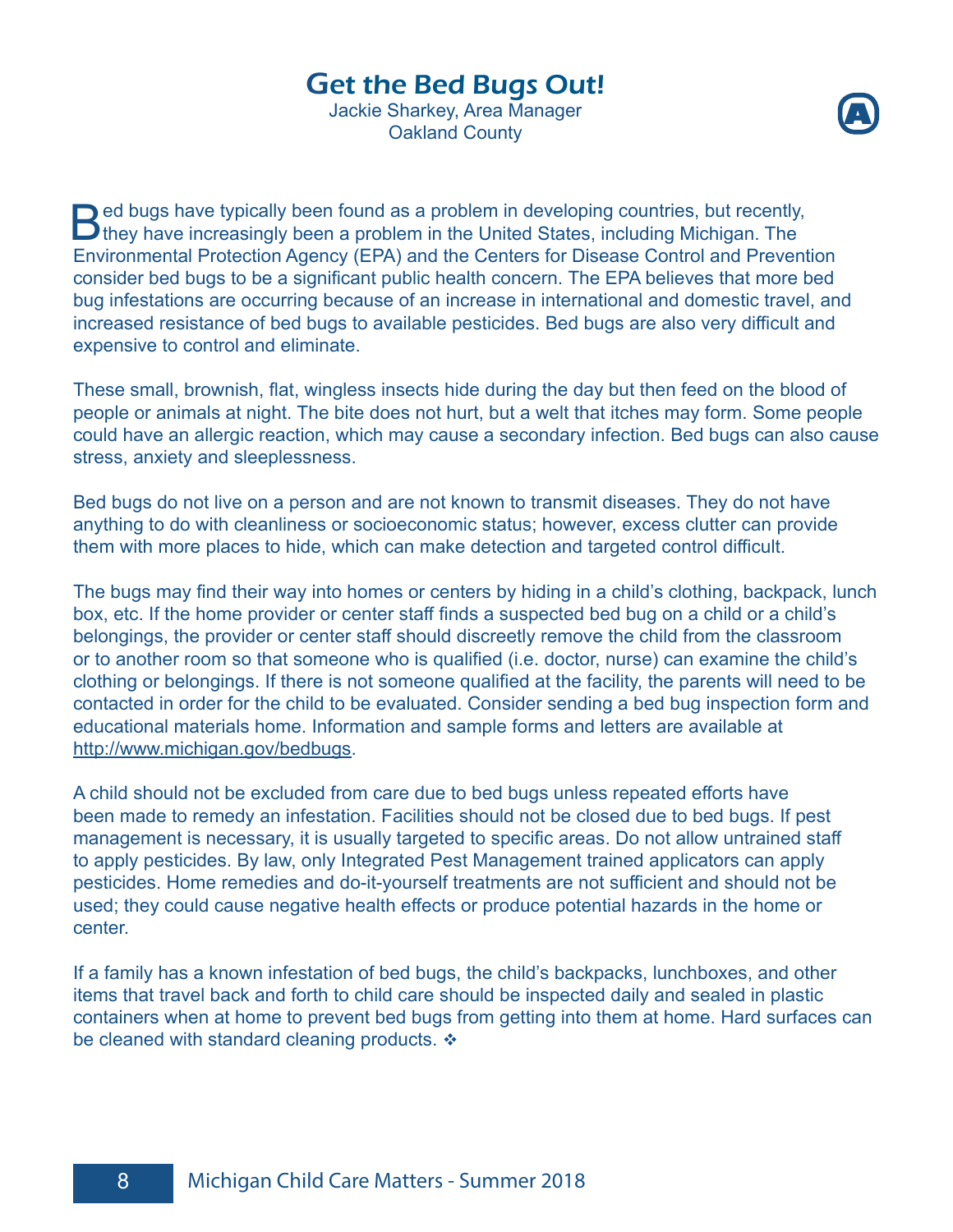# Get the Bed Bugs Out!

Jackie Sharkey, Area Manager
Oakland County

Bed bugs have typically been found as a problem in developing countries, but recently, they have increasingly been a problem in the United States, including Michigan. The Environmental Protection Agency (EPA) and the Centers for Disease Control and Prevention consider bed bugs to be a significant public health concern. The EPA believes that more bed bug infestations are occurring because of an increase in international and domestic travel, and increased resistance of bed bugs to available pesticides. Bed bugs are also very difficult and expensive to control and eliminate.

These small, brownish, flat, wingless insects hide during the day but then feed on the blood of people or animals at night. The bite does not hurt, but a welt that itches may form. Some people could have an allergic reaction, which may cause a secondary infection. Bed bugs can also cause stress, anxiety and sleeplessness.

Bed bugs do not live on a person and are not known to transmit diseases. They do not have anything to do with cleanliness or socioeconomic status; however, excess clutter can provide them with more places to hide, which can make detection and targeted control difficult.

The bugs may find their way into homes or centers by hiding in a child's clothing, backpack, lunch box, etc. If the home provider or center staff finds a suspected bed bug on a child or a child's belongings, the provider or center staff should discreetly remove the child from the classroom or to another room so that someone who is qualified (i.e. doctor, nurse) can examine the child's clothing or belongings. If there is not someone qualified at the facility, the parents will need to be contacted in order for the child to be evaluated. Consider sending a bed bug inspection form and educational materials home. Information and sample forms and letters are available at http://www.michigan.gov/bedbugs.

A child should not be excluded from care due to bed bugs unless repeated efforts have been made to remedy an infestation. Facilities should not be closed due to bed bugs. If pest management is necessary, it is usually targeted to specific areas. Do not allow untrained staff to apply pesticides. By law, only Integrated Pest Management trained applicators can apply pesticides. Home remedies and do-it-yourself treatments are not sufficient and should not be used; they could cause negative health effects or produce potential hazards in the home or center.

If a family has a known infestation of bed bugs, the child's backpacks, lunchboxes, and other items that travel back and forth to child care should be inspected daily and sealed in plastic containers when at home to prevent bed bugs from getting into them at home. Hard surfaces can be cleaned with standard cleaning products. ❖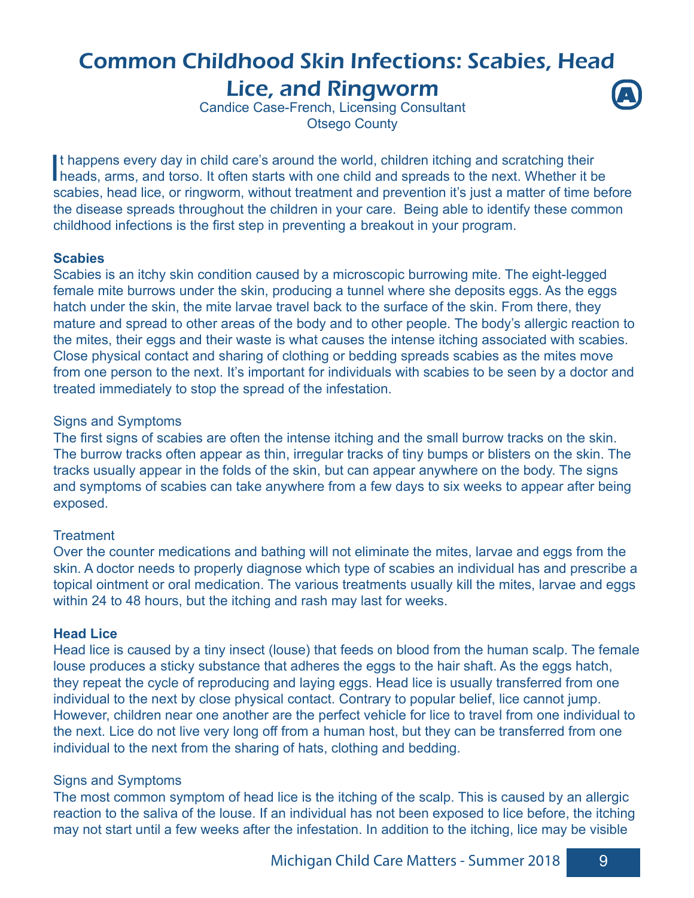# Common Childhood Skin Infections: Scabies, Head Lice, and Ringworm

Candice Case-French, Licensing Consultant
Otsego County

It happens every day in child care's around the world, children itching and scratching their heads, arms, and torso. It often starts with one child and spreads to the next. Whether it be scabies, head lice, or ringworm, without treatment and prevention it's just a matter of time before the disease spreads throughout the children in your care. Being able to identify these common childhood infections is the first step in preventing a breakout in your program.

**Scabies**

Scabies is an itchy skin condition caused by a microscopic burrowing mite. The eight-legged female mite burrows under the skin, producing a tunnel where she deposits eggs. As the eggs hatch under the skin, the mite larvae travel back to the surface of the skin. From there, they mature and spread to other areas of the body and to other people. The body's allergic reaction to the mites, their eggs and their waste is what causes the intense itching associated with scabies. Close physical contact and sharing of clothing or bedding spreads scabies as the mites move from one person to the next. It's important for individuals with scabies to be seen by a doctor and treated immediately to stop the spread of the infestation.

Signs and Symptoms

The first signs of scabies are often the intense itching and the small burrow tracks on the skin. The burrow tracks often appear as thin, irregular tracks of tiny bumps or blisters on the skin. The tracks usually appear in the folds of the skin, but can appear anywhere on the body. The signs and symptoms of scabies can take anywhere from a few days to six weeks to appear after being exposed.

Treatment

Over the counter medications and bathing will not eliminate the mites, larvae and eggs from the skin. A doctor needs to properly diagnose which type of scabies an individual has and prescribe a topical ointment or oral medication. The various treatments usually kill the mites, larvae and eggs within 24 to 48 hours, but the itching and rash may last for weeks.

**Head Lice**

Head lice is caused by a tiny insect (louse) that feeds on blood from the human scalp. The female louse produces a sticky substance that adheres the eggs to the hair shaft. As the eggs hatch, they repeat the cycle of reproducing and laying eggs. Head lice is usually transferred from one individual to the next by close physical contact. Contrary to popular belief, lice cannot jump. However, children near one another are the perfect vehicle for lice to travel from one individual to the next. Lice do not live very long off from a human host, but they can be transferred from one individual to the next from the sharing of hats, clothing and bedding.

Signs and Symptoms

The most common symptom of head lice is the itching of the scalp. This is caused by an allergic reaction to the saliva of the louse. If an individual has not been exposed to lice before, the itching may not start until a few weeks after the infestation. In addition to the itching, lice may be visible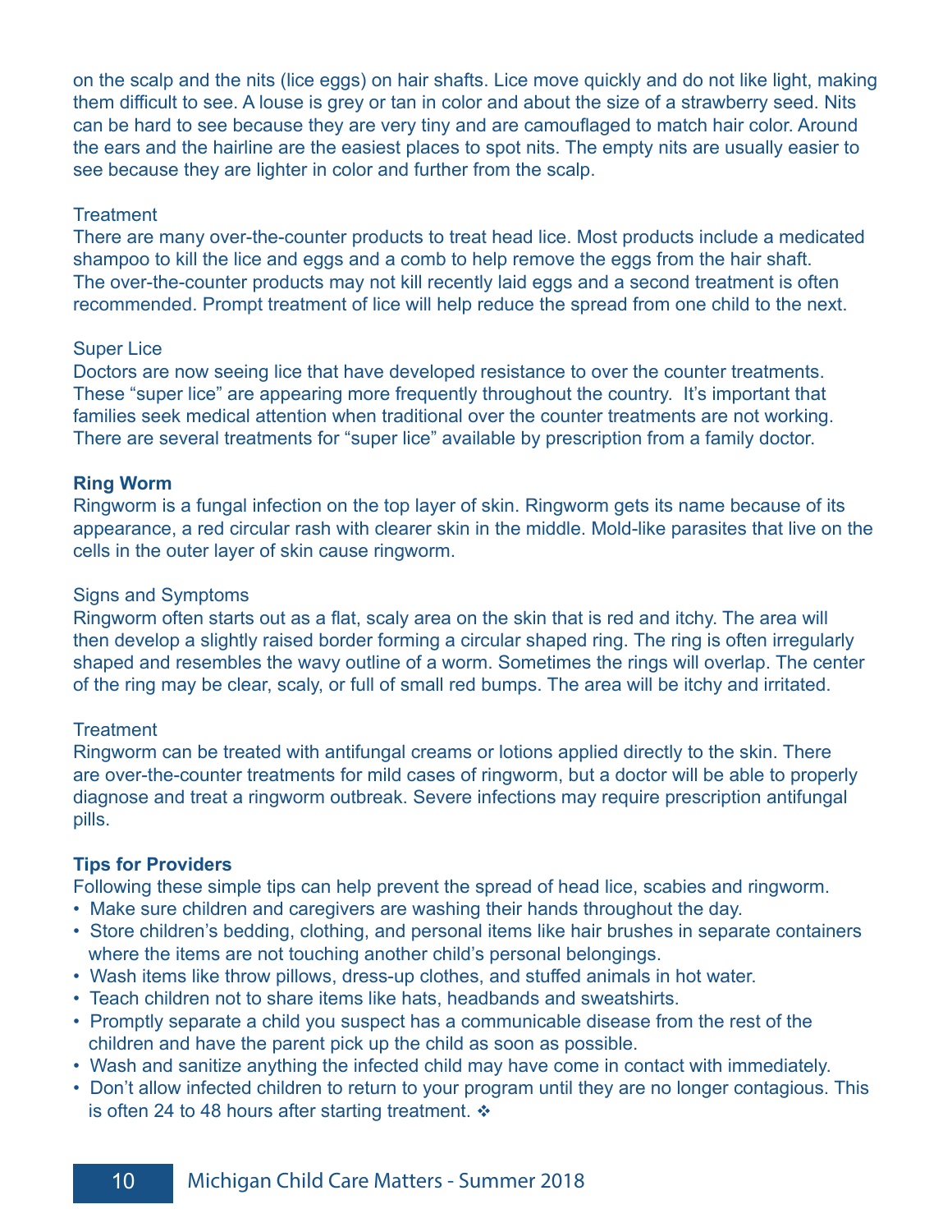on the scalp and the nits (lice eggs) on hair shafts. Lice move quickly and do not like light, making them difficult to see. A louse is grey or tan in color and about the size of a strawberry seed. Nits can be hard to see because they are very tiny and are camouflaged to match hair color. Around the ears and the hairline are the easiest places to spot nits. The empty nits are usually easier to see because they are lighter in color and further from the scalp.

Treatment

There are many over-the-counter products to treat head lice. Most products include a medicated shampoo to kill the lice and eggs and a comb to help remove the eggs from the hair shaft. The over-the-counter products may not kill recently laid eggs and a second treatment is often recommended. Prompt treatment of lice will help reduce the spread from one child to the next.

Super Lice

Doctors are now seeing lice that have developed resistance to over the counter treatments. These "super lice" are appearing more frequently throughout the country. It's important that families seek medical attention when traditional over the counter treatments are not working. There are several treatments for "super lice" available by prescription from a family doctor.

**Ring Worm**

Ringworm is a fungal infection on the top layer of skin. Ringworm gets its name because of its appearance, a red circular rash with clearer skin in the middle. Mold-like parasites that live on the cells in the outer layer of skin cause ringworm.

Signs and Symptoms

Ringworm often starts out as a flat, scaly area on the skin that is red and itchy. The area will then develop a slightly raised border forming a circular shaped ring. The ring is often irregularly shaped and resembles the wavy outline of a worm. Sometimes the rings will overlap. The center of the ring may be clear, scaly, or full of small red bumps. The area will be itchy and irritated.

Treatment

Ringworm can be treated with antifungal creams or lotions applied directly to the skin. There are over-the-counter treatments for mild cases of ringworm, but a doctor will be able to properly diagnose and treat a ringworm outbreak. Severe infections may require prescription antifungal pills.

**Tips for Providers**

Following these simple tips can help prevent the spread of head lice, scabies and ringworm.

- Make sure children and caregivers are washing their hands throughout the day.
- Store children's bedding, clothing, and personal items like hair brushes in separate containers where the items are not touching another child's personal belongings.
- Wash items like throw pillows, dress-up clothes, and stuffed animals in hot water.
- Teach children not to share items like hats, headbands and sweatshirts.
- Promptly separate a child you suspect has a communicable disease from the rest of the children and have the parent pick up the child as soon as possible.
- Wash and sanitize anything the infected child may have come in contact with immediately.
- Don't allow infected children to return to your program until they are no longer contagious. This is often 24 to 48 hours after starting treatment. ❖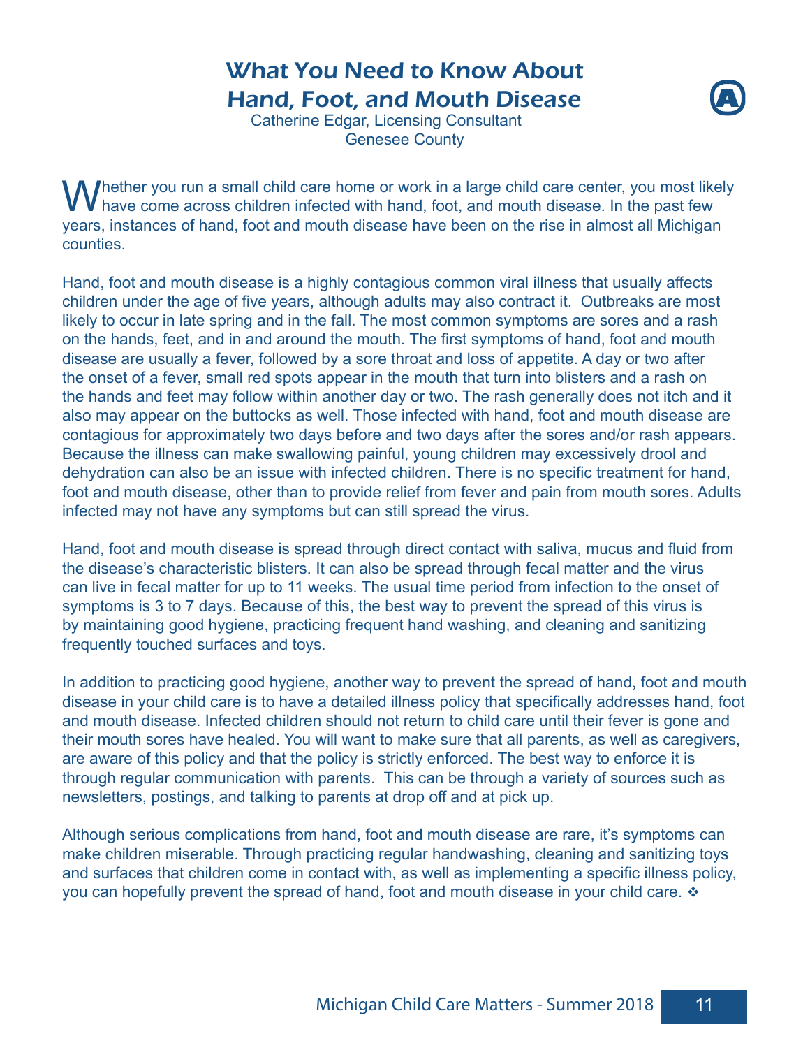# What You Need to Know About Hand, Foot, and Mouth Disease

Catherine Edgar, Licensing Consultant
Genesee County

Whether you run a small child care home or work in a large child care center, you most likely have come across children infected with hand, foot, and mouth disease. In the past few years, instances of hand, foot and mouth disease have been on the rise in almost all Michigan counties.

Hand, foot and mouth disease is a highly contagious common viral illness that usually affects children under the age of five years, although adults may also contract it. Outbreaks are most likely to occur in late spring and in the fall. The most common symptoms are sores and a rash on the hands, feet, and in and around the mouth. The first symptoms of hand, foot and mouth disease are usually a fever, followed by a sore throat and loss of appetite. A day or two after the onset of a fever, small red spots appear in the mouth that turn into blisters and a rash on the hands and feet may follow within another day or two. The rash generally does not itch and it also may appear on the buttocks as well. Those infected with hand, foot and mouth disease are contagious for approximately two days before and two days after the sores and/or rash appears. Because the illness can make swallowing painful, young children may excessively drool and dehydration can also be an issue with infected children. There is no specific treatment for hand, foot and mouth disease, other than to provide relief from fever and pain from mouth sores. Adults infected may not have any symptoms but can still spread the virus.

Hand, foot and mouth disease is spread through direct contact with saliva, mucus and fluid from the disease's characteristic blisters. It can also be spread through fecal matter and the virus can live in fecal matter for up to 11 weeks. The usual time period from infection to the onset of symptoms is 3 to 7 days. Because of this, the best way to prevent the spread of this virus is by maintaining good hygiene, practicing frequent hand washing, and cleaning and sanitizing frequently touched surfaces and toys.

In addition to practicing good hygiene, another way to prevent the spread of hand, foot and mouth disease in your child care is to have a detailed illness policy that specifically addresses hand, foot and mouth disease. Infected children should not return to child care until their fever is gone and their mouth sores have healed. You will want to make sure that all parents, as well as caregivers, are aware of this policy and that the policy is strictly enforced. The best way to enforce it is through regular communication with parents. This can be through a variety of sources such as newsletters, postings, and talking to parents at drop off and at pick up.

Although serious complications from hand, foot and mouth disease are rare, it's symptoms can make children miserable. Through practicing regular handwashing, cleaning and sanitizing toys and surfaces that children come in contact with, as well as implementing a specific illness policy, you can hopefully prevent the spread of hand, foot and mouth disease in your child care. ❖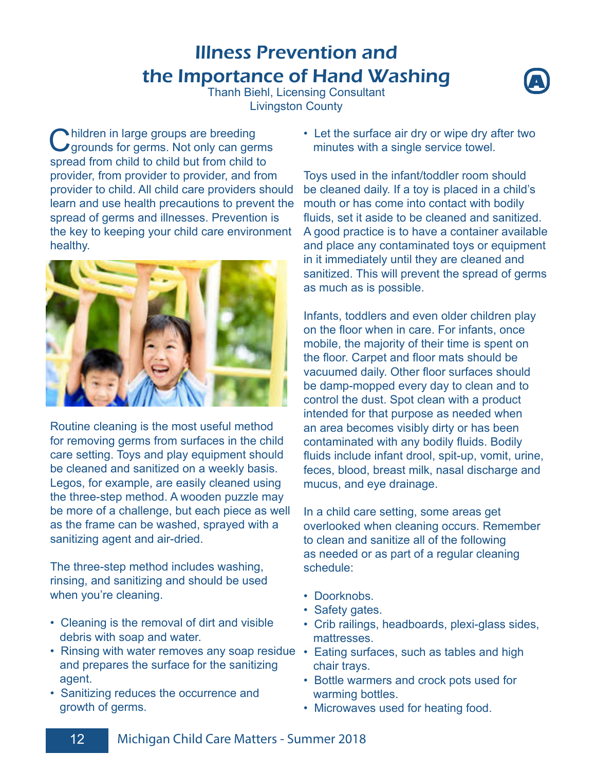# Illness Prevention and the Importance of Hand Washing

Thanh Biehl, Licensing Consultant
Livingston County

Children in large groups are breeding grounds for germs. Not only can germs spread from child to child but from child to provider, from provider to provider, and from provider to child. All child care providers should learn and use health precautions to prevent the spread of germs and illnesses. Prevention is the key to keeping your child care environment healthy.

Routine cleaning is the most useful method for removing germs from surfaces in the child care setting. Toys and play equipment should be cleaned and sanitized on a weekly basis. Legos, for example, are easily cleaned using the three-step method. A wooden puzzle may be more of a challenge, but each piece as well as the frame can be washed, sprayed with a sanitizing agent and air-dried.

The three-step method includes washing, rinsing, and sanitizing and should be used when you're cleaning.

- Cleaning is the removal of dirt and visible debris with soap and water.
- Rinsing with water removes any soap residue and prepares the surface for the sanitizing agent.
- Sanitizing reduces the occurrence and growth of germs.
- Let the surface air dry or wipe dry after two minutes with a single service towel.

Toys used in the infant/toddler room should be cleaned daily. If a toy is placed in a child's mouth or has come into contact with bodily fluids, set it aside to be cleaned and sanitized. A good practice is to have a container available and place any contaminated toys or equipment in it immediately until they are cleaned and sanitized. This will prevent the spread of germs as much as is possible.

Infants, toddlers and even older children play on the floor when in care. For infants, once mobile, the majority of their time is spent on the floor. Carpet and floor mats should be vacuumed daily. Other floor surfaces should be damp-mopped every day to clean and to control the dust. Spot clean with a product intended for that purpose as needed when an area becomes visibly dirty or has been contaminated with any bodily fluids. Bodily fluids include infant drool, spit-up, vomit, urine, feces, blood, breast milk, nasal discharge and mucus, and eye drainage.

In a child care setting, some areas get overlooked when cleaning occurs. Remember to clean and sanitize all of the following as needed or as part of a regular cleaning schedule:

- Doorknobs.
- Safety gates.
- Crib railings, headboards, plexi-glass sides, mattresses.
- Eating surfaces, such as tables and high chair trays.
- Bottle warmers and crock pots used for warming bottles.
- Microwaves used for heating food.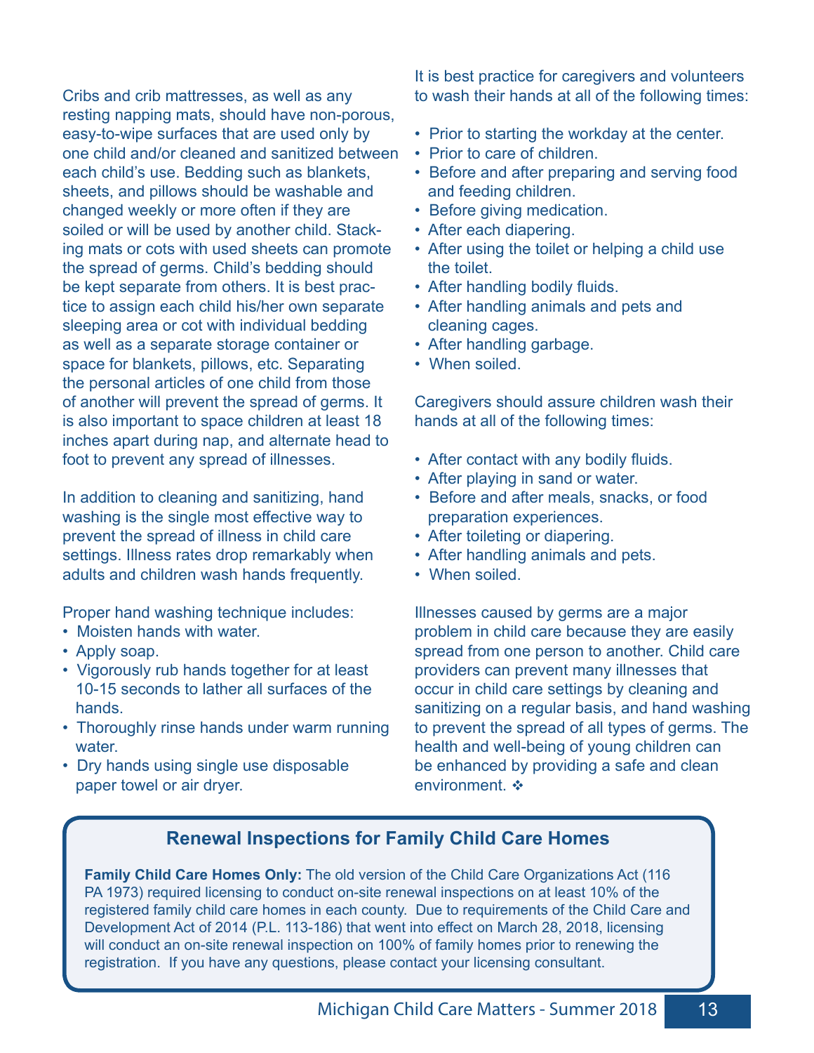Cribs and crib mattresses, as well as any resting napping mats, should have non-porous, easy-to-wipe surfaces that are used only by one child and/or cleaned and sanitized between each child's use. Bedding such as blankets, sheets, and pillows should be washable and changed weekly or more often if they are soiled or will be used by another child. Stacking mats or cots with used sheets can promote the spread of germs. Child's bedding should be kept separate from others. It is best practice to assign each child his/her own separate sleeping area or cot with individual bedding as well as a separate storage container or space for blankets, pillows, etc. Separating the personal articles of one child from those of another will prevent the spread of germs. It is also important to space children at least 18 inches apart during nap, and alternate head to foot to prevent any spread of illnesses.

In addition to cleaning and sanitizing, hand washing is the single most effective way to prevent the spread of illness in child care settings. Illness rates drop remarkably when adults and children wash hands frequently.

Proper hand washing technique includes:

- Moisten hands with water.
- Apply soap.
- Vigorously rub hands together for at least 10-15 seconds to lather all surfaces of the hands.
- Thoroughly rinse hands under warm running water.
- Dry hands using single use disposable paper towel or air dryer.

It is best practice for caregivers and volunteers to wash their hands at all of the following times:

- Prior to starting the workday at the center.
- Prior to care of children.
- Before and after preparing and serving food and feeding children.
- Before giving medication.
- After each diapering.
- After using the toilet or helping a child use the toilet.
- After handling bodily fluids.
- After handling animals and pets and cleaning cages.
- After handling garbage.
- When soiled.

Caregivers should assure children wash their hands at all of the following times:

- After contact with any bodily fluids.
- After playing in sand or water.
- Before and after meals, snacks, or food preparation experiences.
- After toileting or diapering.
- After handling animals and pets.
- When soiled.

Illnesses caused by germs are a major problem in child care because they are easily spread from one person to another. Child care providers can prevent many illnesses that occur in child care settings by cleaning and sanitizing on a regular basis, and hand washing to prevent the spread of all types of germs. The health and well-being of young children can be enhanced by providing a safe and clean environment. ❖

## Renewal Inspections for Family Child Care Homes

**Family Child Care Homes Only:** The old version of the Child Care Organizations Act (116 PA 1973) required licensing to conduct on-site renewal inspections on at least 10% of the registered family child care homes in each county. Due to requirements of the Child Care and Development Act of 2014 (P.L. 113-186) that went into effect on March 28, 2018, licensing will conduct an on-site renewal inspection on 100% of family homes prior to renewing the registration. If you have any questions, please contact your licensing consultant.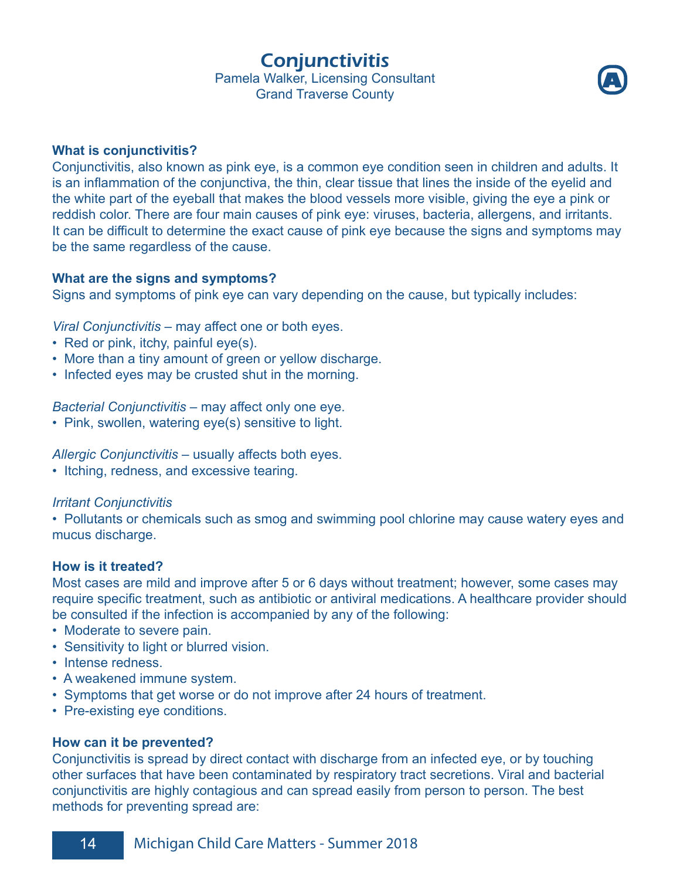# Conjunctivitis

Pamela Walker, Licensing Consultant
Grand Traverse County

**What is conjunctivitis?**
Conjunctivitis, also known as pink eye, is a common eye condition seen in children and adults. It is an inflammation of the conjunctiva, the thin, clear tissue that lines the inside of the eyelid and the white part of the eyeball that makes the blood vessels more visible, giving the eye a pink or reddish color. There are four main causes of pink eye: viruses, bacteria, allergens, and irritants. It can be difficult to determine the exact cause of pink eye because the signs and symptoms may be the same regardless of the cause.

**What are the signs and symptoms?**
Signs and symptoms of pink eye can vary depending on the cause, but typically includes:

*Viral Conjunctivitis* – may affect one or both eyes.
- Red or pink, itchy, painful eye(s).
- More than a tiny amount of green or yellow discharge.
- Infected eyes may be crusted shut in the morning.

*Bacterial Conjunctivitis* – may affect only one eye.
- Pink, swollen, watering eye(s) sensitive to light.

*Allergic Conjunctivitis* – usually affects both eyes.
- Itching, redness, and excessive tearing.

*Irritant Conjunctivitis*
- Pollutants or chemicals such as smog and swimming pool chlorine may cause watery eyes and mucus discharge.

**How is it treated?**
Most cases are mild and improve after 5 or 6 days without treatment; however, some cases may require specific treatment, such as antibiotic or antiviral medications. A healthcare provider should be consulted if the infection is accompanied by any of the following:
- Moderate to severe pain.
- Sensitivity to light or blurred vision.
- Intense redness.
- A weakened immune system.
- Symptoms that get worse or do not improve after 24 hours of treatment.
- Pre-existing eye conditions.

**How can it be prevented?**
Conjunctivitis is spread by direct contact with discharge from an infected eye, or by touching other surfaces that have been contaminated by respiratory tract secretions. Viral and bacterial conjunctivitis are highly contagious and can spread easily from person to person. The best methods for preventing spread are: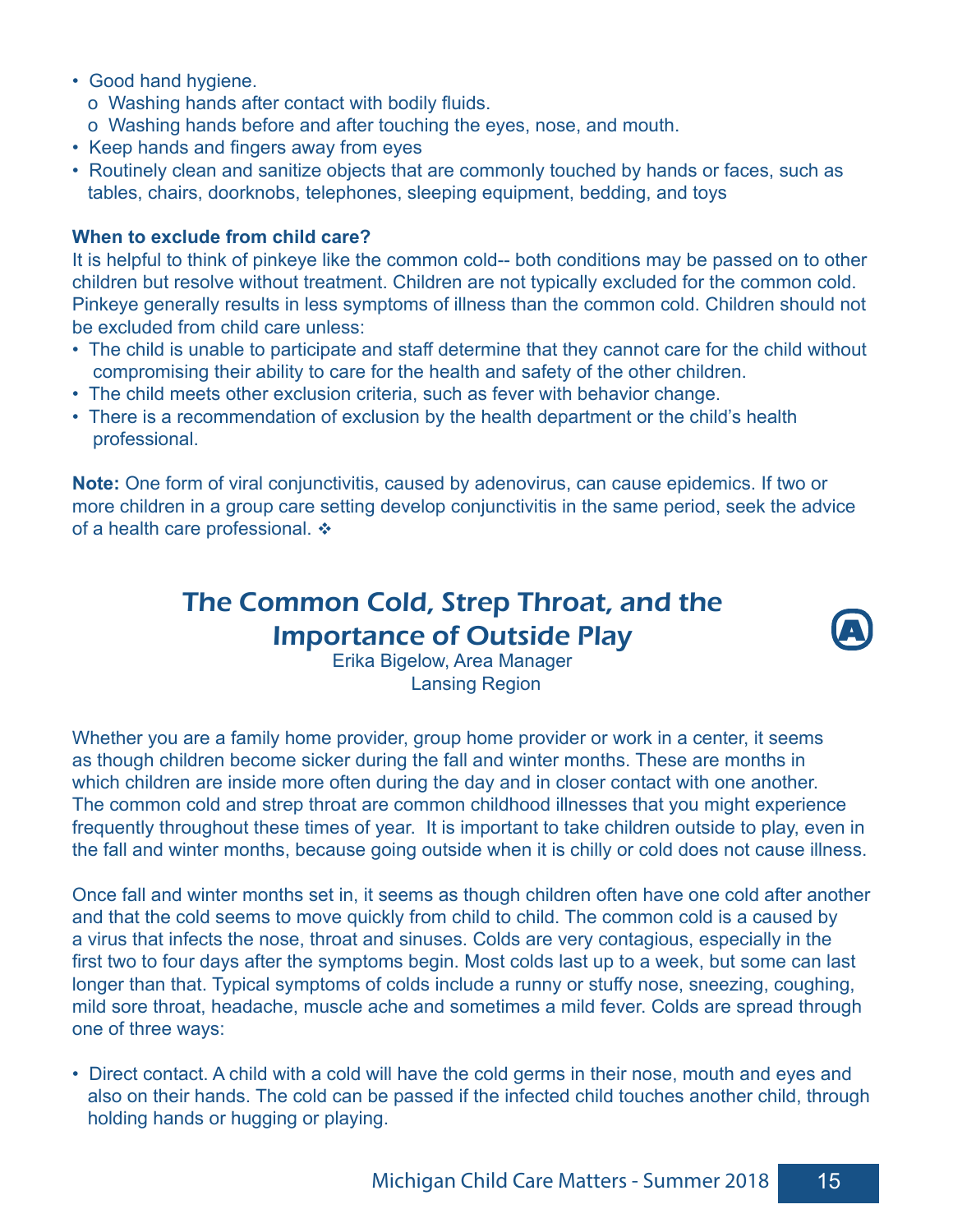- Good hand hygiene.
  - o Washing hands after contact with bodily fluids.
  - o Washing hands before and after touching the eyes, nose, and mouth.
- Keep hands and fingers away from eyes
- Routinely clean and sanitize objects that are commonly touched by hands or faces, such as tables, chairs, doorknobs, telephones, sleeping equipment, bedding, and toys

**When to exclude from child care?**

It is helpful to think of pinkeye like the common cold-- both conditions may be passed on to other children but resolve without treatment. Children are not typically excluded for the common cold. Pinkeye generally results in less symptoms of illness than the common cold. Children should not be excluded from child care unless:

- The child is unable to participate and staff determine that they cannot care for the child without compromising their ability to care for the health and safety of the other children.
- The child meets other exclusion criteria, such as fever with behavior change.
- There is a recommendation of exclusion by the health department or the child's health professional.

**Note:** One form of viral conjunctivitis, caused by adenovirus, can cause epidemics. If two or more children in a group care setting develop conjunctivitis in the same period, seek the advice of a health care professional. ❖

## The Common Cold, Strep Throat, and the Importance of Outside Play

Erika Bigelow, Area Manager
Lansing Region

Whether you are a family home provider, group home provider or work in a center, it seems as though children become sicker during the fall and winter months. These are months in which children are inside more often during the day and in closer contact with one another. The common cold and strep throat are common childhood illnesses that you might experience frequently throughout these times of year. It is important to take children outside to play, even in the fall and winter months, because going outside when it is chilly or cold does not cause illness.

Once fall and winter months set in, it seems as though children often have one cold after another and that the cold seems to move quickly from child to child. The common cold is a caused by a virus that infects the nose, throat and sinuses. Colds are very contagious, especially in the first two to four days after the symptoms begin. Most colds last up to a week, but some can last longer than that. Typical symptoms of colds include a runny or stuffy nose, sneezing, coughing, mild sore throat, headache, muscle ache and sometimes a mild fever. Colds are spread through one of three ways:

- Direct contact. A child with a cold will have the cold germs in their nose, mouth and eyes and also on their hands. The cold can be passed if the infected child touches another child, through holding hands or hugging or playing.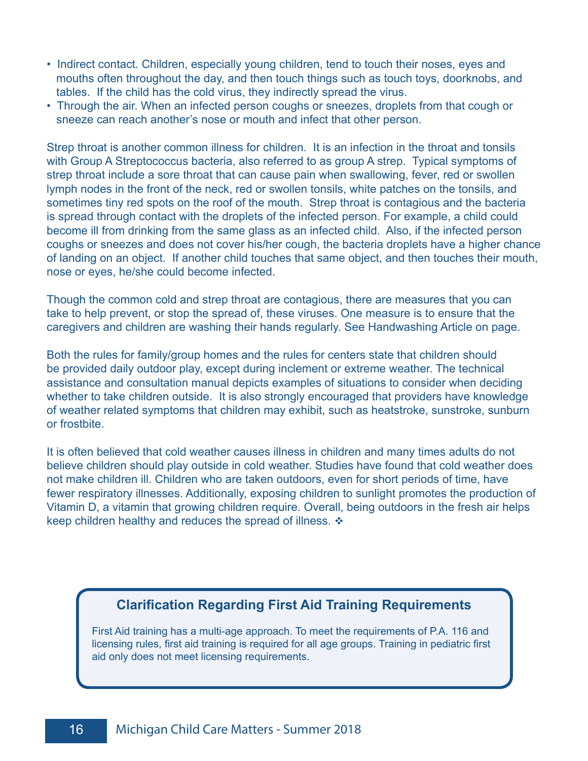- Indirect contact. Children, especially young children, tend to touch their noses, eyes and mouths often throughout the day, and then touch things such as touch toys, doorknobs, and tables. If the child has the cold virus, they indirectly spread the virus.
- Through the air. When an infected person coughs or sneezes, droplets from that cough or sneeze can reach another's nose or mouth and infect that other person.

Strep throat is another common illness for children. It is an infection in the throat and tonsils with Group A Streptococcus bacteria, also referred to as group A strep. Typical symptoms of strep throat include a sore throat that can cause pain when swallowing, fever, red or swollen lymph nodes in the front of the neck, red or swollen tonsils, white patches on the tonsils, and sometimes tiny red spots on the roof of the mouth. Strep throat is contagious and the bacteria is spread through contact with the droplets of the infected person. For example, a child could become ill from drinking from the same glass as an infected child. Also, if the infected person coughs or sneezes and does not cover his/her cough, the bacteria droplets have a higher chance of landing on an object. If another child touches that same object, and then touches their mouth, nose or eyes, he/she could become infected.

Though the common cold and strep throat are contagious, there are measures that you can take to help prevent, or stop the spread of, these viruses. One measure is to ensure that the caregivers and children are washing their hands regularly. See Handwashing Article on page.

Both the rules for family/group homes and the rules for centers state that children should be provided daily outdoor play, except during inclement or extreme weather. The technical assistance and consultation manual depicts examples of situations to consider when deciding whether to take children outside. It is also strongly encouraged that providers have knowledge of weather related symptoms that children may exhibit, such as heatstroke, sunstroke, sunburn or frostbite.

It is often believed that cold weather causes illness in children and many times adults do not believe children should play outside in cold weather. Studies have found that cold weather does not make children ill. Children who are taken outdoors, even for short periods of time, have fewer respiratory illnesses. Additionally, exposing children to sunlight promotes the production of Vitamin D, a vitamin that growing children require. Overall, being outdoors in the fresh air helps keep children healthy and reduces the spread of illness. ❖

## Clarification Regarding First Aid Training Requirements

First Aid training has a multi-age approach. To meet the requirements of P.A. 116 and licensing rules, first aid training is required for all age groups. Training in pediatric first aid only does not meet licensing requirements.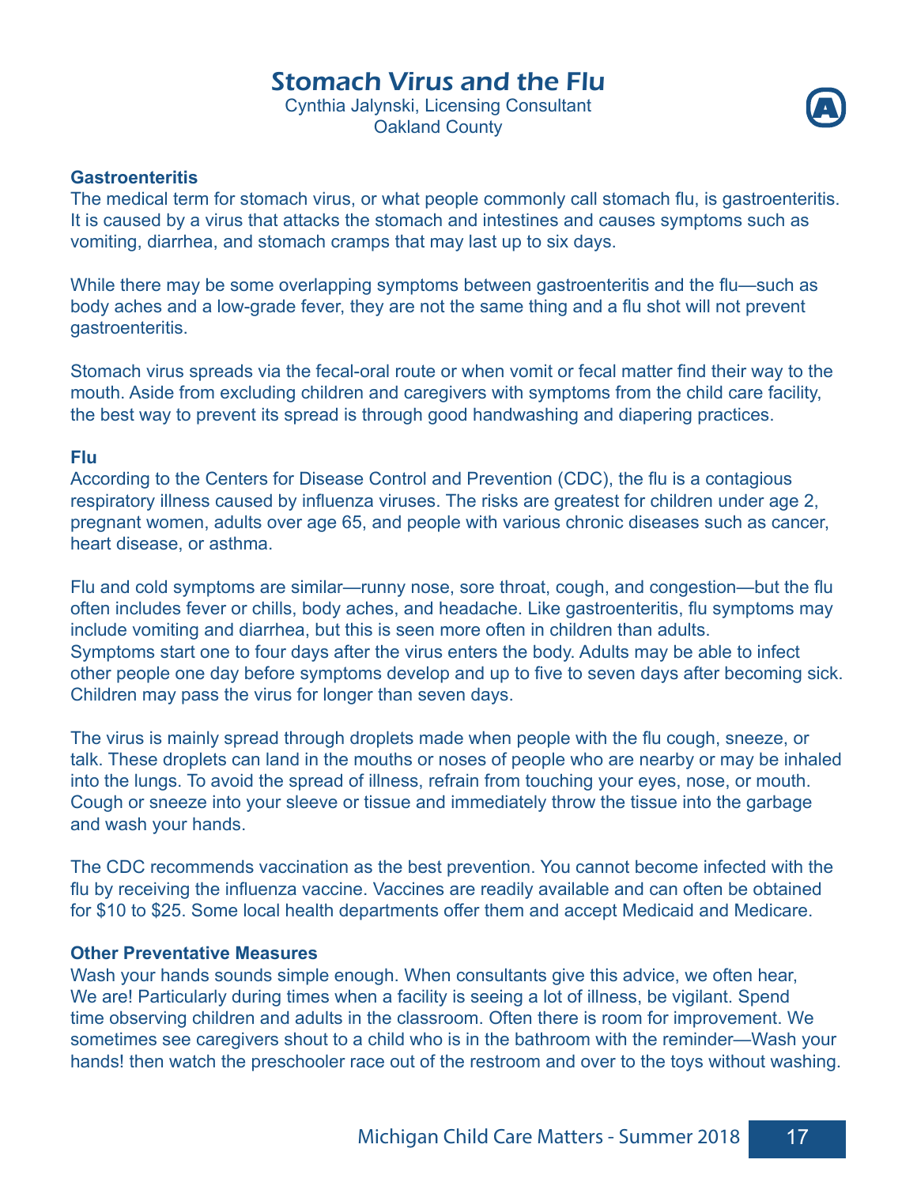# Stomach Virus and the Flu

Cynthia Jalynski, Licensing Consultant
Oakland County

**Gastroenteritis**

The medical term for stomach virus, or what people commonly call stomach flu, is gastroenteritis. It is caused by a virus that attacks the stomach and intestines and causes symptoms such as vomiting, diarrhea, and stomach cramps that may last up to six days.

While there may be some overlapping symptoms between gastroenteritis and the flu—such as body aches and a low-grade fever, they are not the same thing and a flu shot will not prevent gastroenteritis.

Stomach virus spreads via the fecal-oral route or when vomit or fecal matter find their way to the mouth. Aside from excluding children and caregivers with symptoms from the child care facility, the best way to prevent its spread is through good handwashing and diapering practices.

**Flu**

According to the Centers for Disease Control and Prevention (CDC), the flu is a contagious respiratory illness caused by influenza viruses. The risks are greatest for children under age 2, pregnant women, adults over age 65, and people with various chronic diseases such as cancer, heart disease, or asthma.

Flu and cold symptoms are similar—runny nose, sore throat, cough, and congestion—but the flu often includes fever or chills, body aches, and headache. Like gastroenteritis, flu symptoms may include vomiting and diarrhea, but this is seen more often in children than adults. Symptoms start one to four days after the virus enters the body. Adults may be able to infect other people one day before symptoms develop and up to five to seven days after becoming sick. Children may pass the virus for longer than seven days.

The virus is mainly spread through droplets made when people with the flu cough, sneeze, or talk. These droplets can land in the mouths or noses of people who are nearby or may be inhaled into the lungs. To avoid the spread of illness, refrain from touching your eyes, nose, or mouth. Cough or sneeze into your sleeve or tissue and immediately throw the tissue into the garbage and wash your hands.

The CDC recommends vaccination as the best prevention. You cannot become infected with the flu by receiving the influenza vaccine. Vaccines are readily available and can often be obtained for $10 to $25. Some local health departments offer them and accept Medicaid and Medicare.

**Other Preventative Measures**

Wash your hands sounds simple enough. When consultants give this advice, we often hear, We are! Particularly during times when a facility is seeing a lot of illness, be vigilant. Spend time observing children and adults in the classroom. Often there is room for improvement. We sometimes see caregivers shout to a child who is in the bathroom with the reminder—Wash your hands! then watch the preschooler race out of the restroom and over to the toys without washing.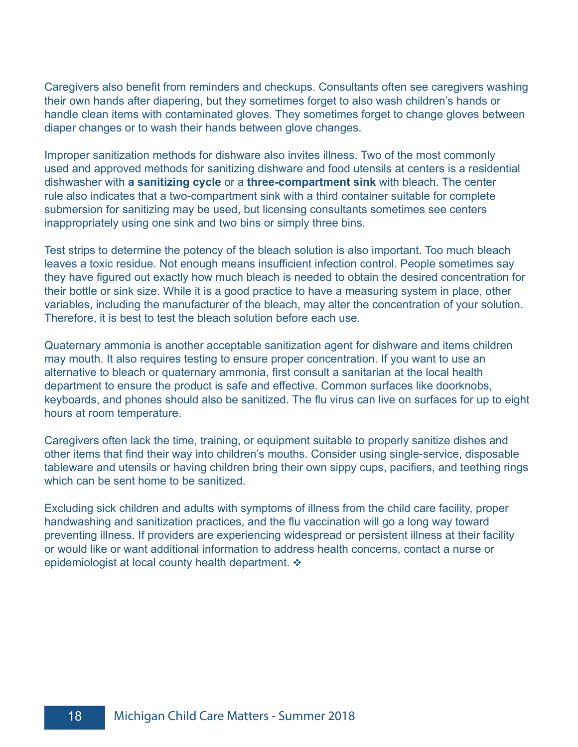Caregivers also benefit from reminders and checkups. Consultants often see caregivers washing their own hands after diapering, but they sometimes forget to also wash children's hands or handle clean items with contaminated gloves. They sometimes forget to change gloves between diaper changes or to wash their hands between glove changes.

Improper sanitization methods for dishware also invites illness. Two of the most commonly used and approved methods for sanitizing dishware and food utensils at centers is a residential dishwasher with **a sanitizing cycle** or a **three-compartment sink** with bleach. The center rule also indicates that a two-compartment sink with a third container suitable for complete submersion for sanitizing may be used, but licensing consultants sometimes see centers inappropriately using one sink and two bins or simply three bins.

Test strips to determine the potency of the bleach solution is also important. Too much bleach leaves a toxic residue. Not enough means insufficient infection control. People sometimes say they have figured out exactly how much bleach is needed to obtain the desired concentration for their bottle or sink size. While it is a good practice to have a measuring system in place, other variables, including the manufacturer of the bleach, may alter the concentration of your solution. Therefore, it is best to test the bleach solution before each use.

Quaternary ammonia is another acceptable sanitization agent for dishware and items children may mouth. It also requires testing to ensure proper concentration. If you want to use an alternative to bleach or quaternary ammonia, first consult a sanitarian at the local health department to ensure the product is safe and effective. Common surfaces like doorknobs, keyboards, and phones should also be sanitized. The flu virus can live on surfaces for up to eight hours at room temperature.

Caregivers often lack the time, training, or equipment suitable to properly sanitize dishes and other items that find their way into children's mouths. Consider using single-service, disposable tableware and utensils or having children bring their own sippy cups, pacifiers, and teething rings which can be sent home to be sanitized.

Excluding sick children and adults with symptoms of illness from the child care facility, proper handwashing and sanitization practices, and the flu vaccination will go a long way toward preventing illness. If providers are experiencing widespread or persistent illness at their facility or would like or want additional information to address health concerns, contact a nurse or epidemiologist at local county health department. ❖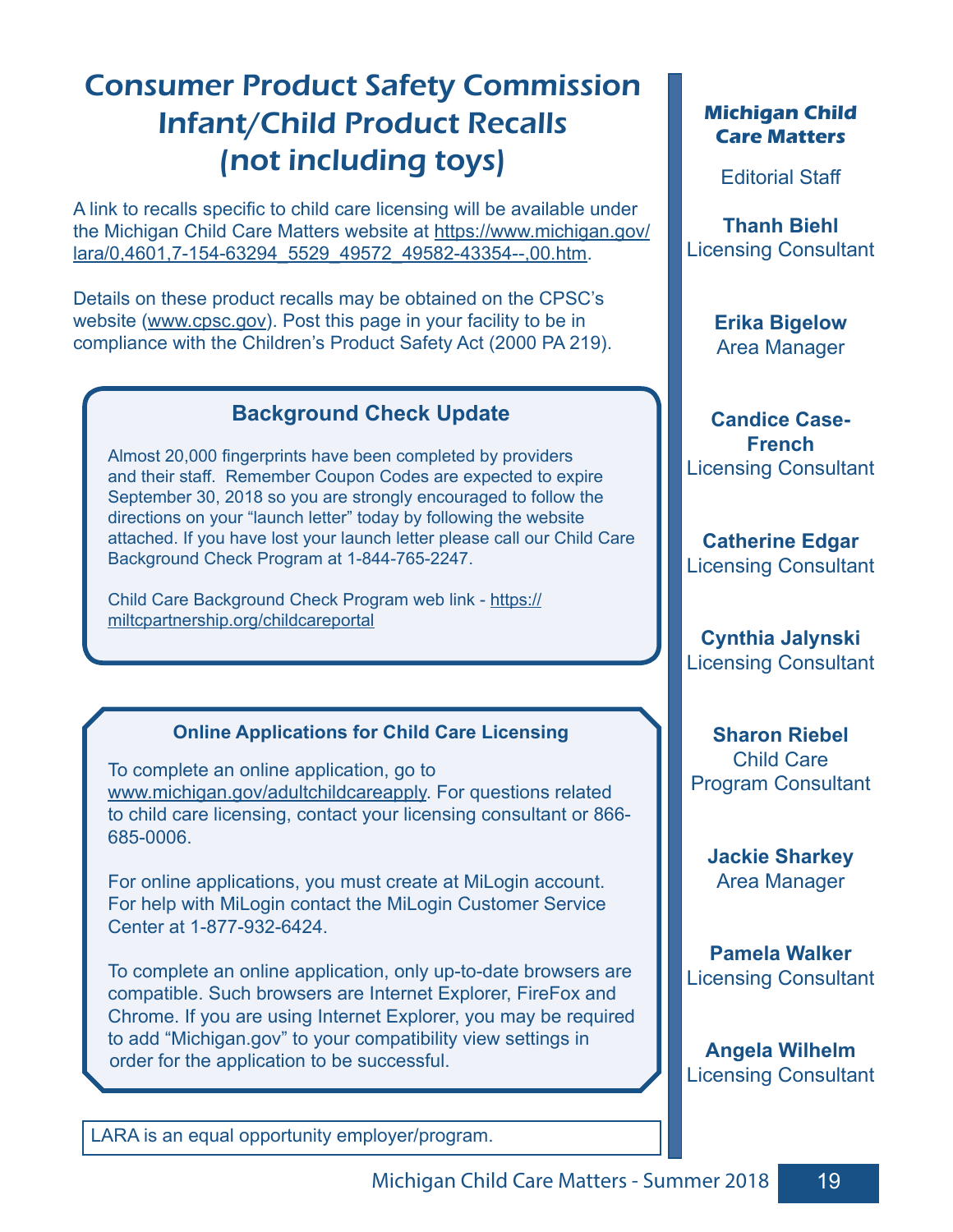# Consumer Product Safety Commission Infant/Child Product Recalls (not including toys)

A link to recalls specific to child care licensing will be available under the Michigan Child Care Matters website at https://www.michigan.gov/lara/0,4601,7-154-63294_5529_49572_49582-43354--,00.htm.

Details on these product recalls may be obtained on the CPSC's website (www.cpsc.gov). Post this page in your facility to be in compliance with the Children's Product Safety Act (2000 PA 219).

## Background Check Update

Almost 20,000 fingerprints have been completed by providers and their staff. Remember Coupon Codes are expected to expire September 30, 2018 so you are strongly encouraged to follow the directions on your "launch letter" today by following the website attached. If you have lost your launch letter please call our Child Care Background Check Program at 1-844-765-2247.

Child Care Background Check Program web link - https://miltcpartnership.org/childcareportal

## Online Applications for Child Care Licensing

To complete an online application, go to www.michigan.gov/adultchildcareapply. For questions related to child care licensing, contact your licensing consultant or 866-685-0006.

For online applications, you must create at MiLogin account. For help with MiLogin contact the MiLogin Customer Service Center at 1-877-932-6424.

To complete an online application, only up-to-date browsers are compatible. Such browsers are Internet Explorer, FireFox and Chrome. If you are using Internet Explorer, you may be required to add "Michigan.gov" to your compatibility view settings in order for the application to be successful.

LARA is an equal opportunity employer/program.

### Michigan Child Care Matters

Editorial Staff

**Thanh Biehl**
Licensing Consultant

**Erika Bigelow**
Area Manager

**Candice Case-French**
Licensing Consultant

**Catherine Edgar**
Licensing Consultant

**Cynthia Jalynski**
Licensing Consultant

**Sharon Riebel**
Child Care Program Consultant

**Jackie Sharkey**
Area Manager

**Pamela Walker**
Licensing Consultant

**Angela Wilhelm**
Licensing Consultant